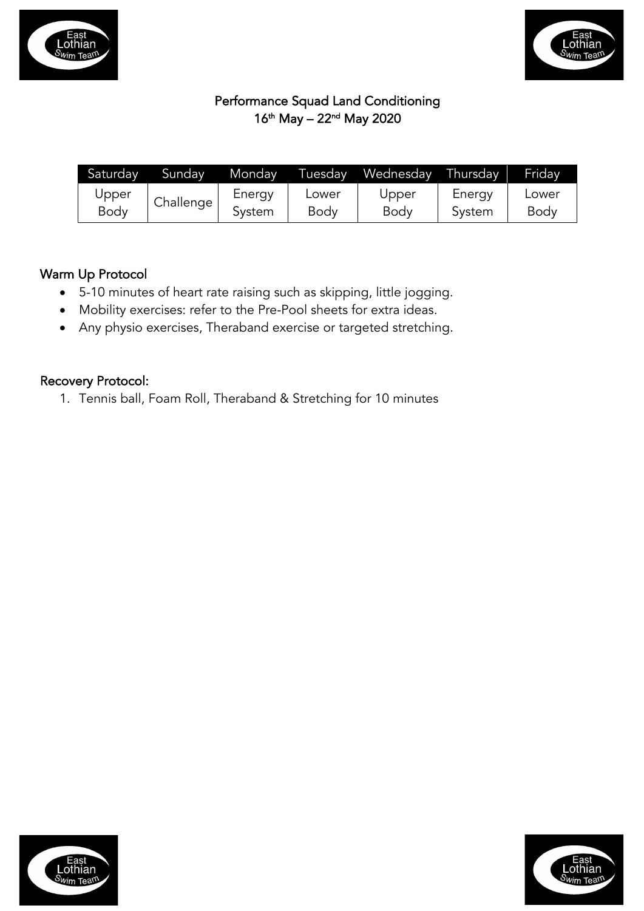# Performance Squad Land Conditioning

## 16th May – 22nd May 2020

| Saturday | Sunday | Monday | Tuesday | Wednesday | Thursday | Friday |
|---|---|---|---|---|---|---|
| Upper Body | Challenge | Energy System | Lower Body | Upper Body | Energy System | Lower Body |

### Warm Up Protocol

- 5-10 minutes of heart rate raising such as skipping, little jogging.
- Mobility exercises: refer to the Pre-Pool sheets for extra ideas.
- Any physio exercises, Theraband exercise or targeted stretching.

### Recovery Protocol:

1. Tennis ball, Foam Roll, Theraband & Stretching for 10 minutes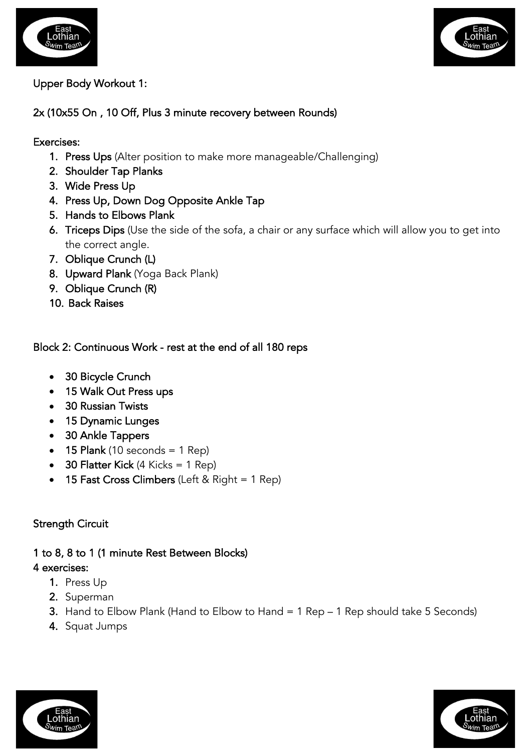## Upper Body Workout 1:

**2x (10x55 On , 10 Off, Plus 3 minute recovery between Rounds)**

**Exercises:**

1. **Press Ups** (Alter position to make more manageable/Challenging)
2. **Shoulder Tap Planks**
3. **Wide Press Up**
4. **Press Up, Down Dog Opposite Ankle Tap**
5. **Hands to Elbows Plank**
6. **Triceps Dips** (Use the side of the sofa, a chair or any surface which will allow you to get into the correct angle.
7. **Oblique Crunch (L)**
8. **Upward Plank** (Yoga Back Plank)
9. **Oblique Crunch (R)**
10. **Back Raises**

## Block 2: Continuous Work - rest at the end of all 180 reps

- **30 Bicycle Crunch**
- **15 Walk Out Press ups**
- **30 Russian Twists**
- **15 Dynamic Lunges**
- **30 Ankle Tappers**
- **15 Plank** (10 seconds = 1 Rep)
- **30 Flatter Kick** (4 Kicks = 1 Rep)
- **15 Fast Cross Climbers** (Left & Right = 1 Rep)

## Strength Circuit

**1 to 8, 8 to 1 (1 minute Rest Between Blocks)**
**4 exercises:**

1. Press Up
2. Superman
3. Hand to Elbow Plank (Hand to Elbow to Hand = 1 Rep – 1 Rep should take 5 Seconds)
4. Squat Jumps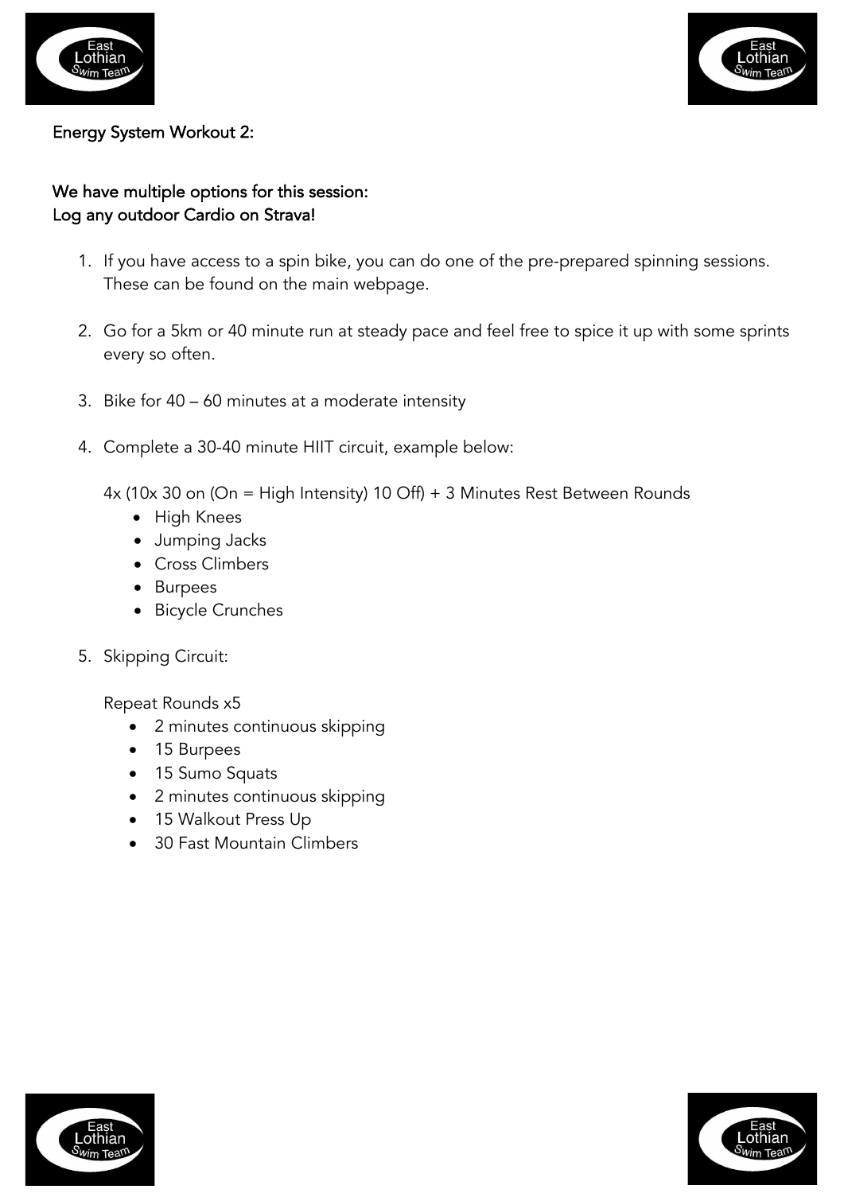## Energy System Workout 2:

**We have multiple options for this session:**
**Log any outdoor Cardio on Strava!**

1. If you have access to a spin bike, you can do one of the pre-prepared spinning sessions. These can be found on the main webpage.

2. Go for a 5km or 40 minute run at steady pace and feel free to spice it up with some sprints every so often.

3. Bike for 40 – 60 minutes at a moderate intensity

4. Complete a 30-40 minute HIIT circuit, example below:

   4x (10x 30 on (On = High Intensity) 10 Off) + 3 Minutes Rest Between Rounds
   - High Knees
   - Jumping Jacks
   - Cross Climbers
   - Burpees
   - Bicycle Crunches

5. Skipping Circuit:

   Repeat Rounds x5
   - 2 minutes continuous skipping
   - 15 Burpees
   - 15 Sumo Squats
   - 2 minutes continuous skipping
   - 15 Walkout Press Up
   - 30 Fast Mountain Climbers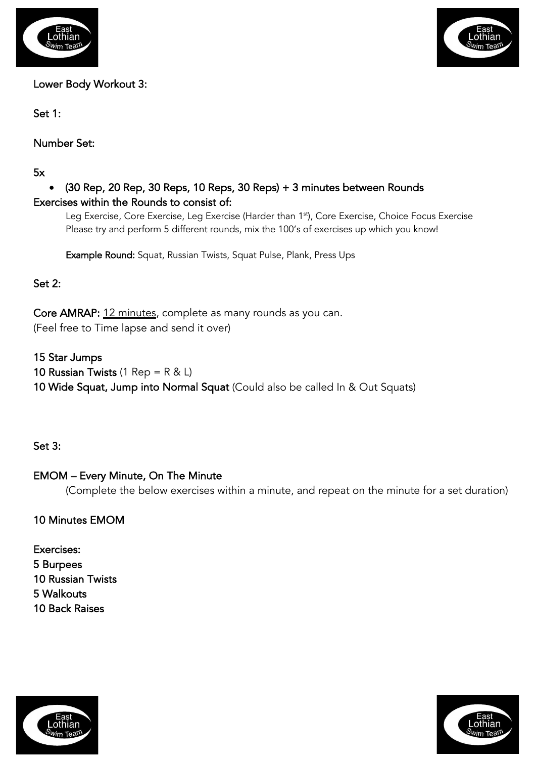## Lower Body Workout 3:

### Set 1:

**Number Set:**

5x

- (30 Rep, 20 Rep, 30 Reps, 10 Reps, 30 Reps) + 3 minutes between Rounds

**Exercises within the Rounds to consist of:**

Leg Exercise, Core Exercise, Leg Exercise (Harder than 1st), Core Exercise, Choice Focus Exercise
Please try and perform 5 different rounds, mix the 100's of exercises up which you know!

**Example Round:** Squat, Russian Twists, Squat Pulse, Plank, Press Ups

### Set 2:

**Core AMRAP:** 12 minutes, complete as many rounds as you can.
(Feel free to Time lapse and send it over)

**15 Star Jumps**
**10 Russian Twists** (1 Rep = R & L)
**10 Wide Squat, Jump into Normal Squat** (Could also be called In & Out Squats)

### Set 3:

**EMOM – Every Minute, On The Minute**

(Complete the below exercises within a minute, and repeat on the minute for a set duration)

**10 Minutes EMOM**

**Exercises:**
5 Burpees
10 Russian Twists
5 Walkouts
10 Back Raises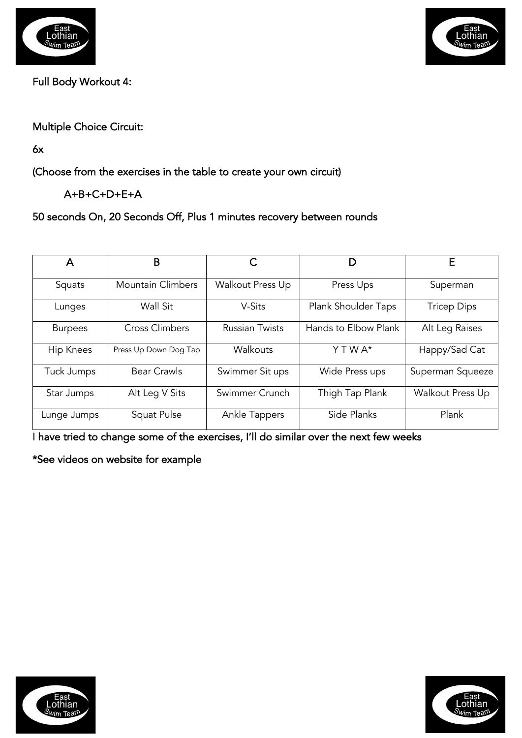Full Body Workout 4:

Multiple Choice Circuit:

6x

(Choose from the exercises in the table to create your own circuit)

A+B+C+D+E+A

50 seconds On, 20 Seconds Off, Plus 1 minutes recovery between rounds

| A | B | C | D | E |
|---|---|---|---|---|
| Squats | Mountain Climbers | Walkout Press Up | Press Ups | Superman |
| Lunges | Wall Sit | V-Sits | Plank Shoulder Taps | Tricep Dips |
| Burpees | Cross Climbers | Russian Twists | Hands to Elbow Plank | Alt Leg Raises |
| Hip Knees | Press Up Down Dog Tap | Walkouts | Y T W A* | Happy/Sad Cat |
| Tuck Jumps | Bear Crawls | Swimmer Sit ups | Wide Press ups | Superman Squeeze |
| Star Jumps | Alt Leg V Sits | Swimmer Crunch | Thigh Tap Plank | Walkout Press Up |
| Lunge Jumps | Squat Pulse | Ankle Tappers | Side Planks | Plank |

I have tried to change some of the exercises, I'll do similar over the next few weeks

*See videos on website for example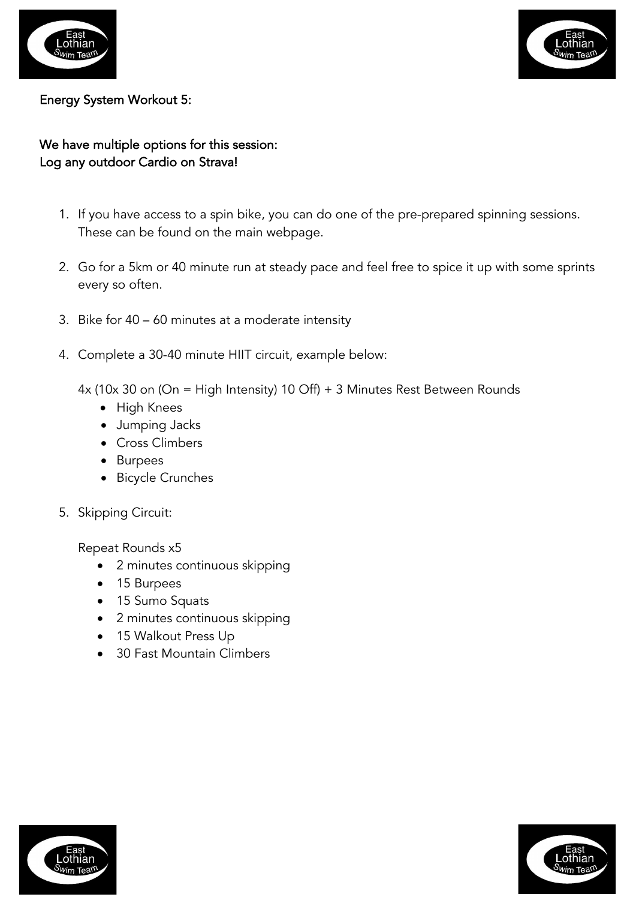Energy System Workout 5:

We have multiple options for this session:
Log any outdoor Cardio on Strava!

1. If you have access to a spin bike, you can do one of the pre-prepared spinning sessions. These can be found on the main webpage.

2. Go for a 5km or 40 minute run at steady pace and feel free to spice it up with some sprints every so often.

3. Bike for 40 – 60 minutes at a moderate intensity

4. Complete a 30-40 minute HIIT circuit, example below:

   4x (10x 30 on (On = High Intensity) 10 Off) + 3 Minutes Rest Between Rounds
   - High Knees
   - Jumping Jacks
   - Cross Climbers
   - Burpees
   - Bicycle Crunches

5. Skipping Circuit:

   Repeat Rounds x5
   - 2 minutes continuous skipping
   - 15 Burpees
   - 15 Sumo Squats
   - 2 minutes continuous skipping
   - 15 Walkout Press Up
   - 30 Fast Mountain Climbers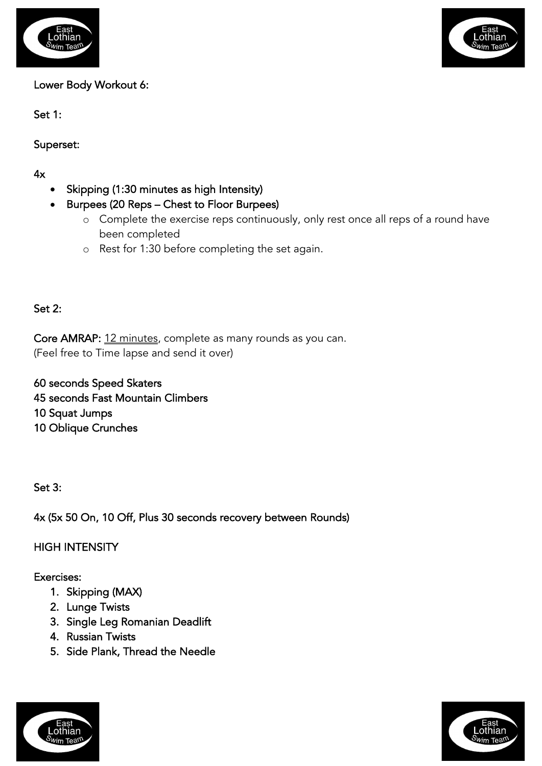Lower Body Workout 6:

Set 1:

Superset:

4x

- Skipping (1:30 minutes as high Intensity)
- Burpees (20 Reps – Chest to Floor Burpees)
    - Complete the exercise reps continuously, only rest once all reps of a round have been completed
    - Rest for 1:30 before completing the set again.

Set 2:

Core AMRAP: 12 minutes, complete as many rounds as you can.
(Feel free to Time lapse and send it over)

60 seconds Speed Skaters
45 seconds Fast Mountain Climbers
10 Squat Jumps
10 Oblique Crunches

Set 3:

4x (5x 50 On, 10 Off, Plus 30 seconds recovery between Rounds)

HIGH INTENSITY

Exercises:

1. Skipping (MAX)
2. Lunge Twists
3. Single Leg Romanian Deadlift
4. Russian Twists
5. Side Plank, Thread the Needle